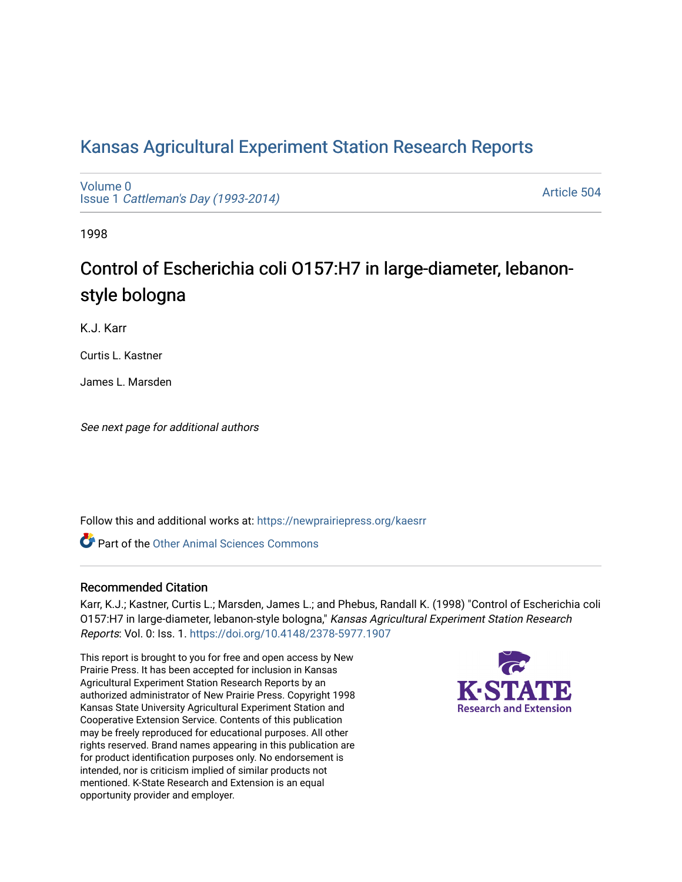# Kansas Agricultural Experiment Station Research Reports

Volume 0
Issue 1 *Cattleman's Day (1993-2014)*

Article 504

1998

## Control of Escherichia coli O157:H7 in large-diameter, lebanon-style bologna

K.J. Karr

Curtis L. Kastner

James L. Marsden

*See next page for additional authors*

Follow this and additional works at: https://newprairiepress.org/kaesrr

Part of the Other Animal Sciences Commons

### Recommended Citation

Karr, K.J.; Kastner, Curtis L.; Marsden, James L.; and Phebus, Randall K. (1998) "Control of Escherichia coli O157:H7 in large-diameter, lebanon-style bologna," *Kansas Agricultural Experiment Station Research Reports*: Vol. 0: Iss. 1. https://doi.org/10.4148/2378-5977.1907

This report is brought to you for free and open access by New Prairie Press. It has been accepted for inclusion in Kansas Agricultural Experiment Station Research Reports by an authorized administrator of New Prairie Press. Copyright 1998 Kansas State University Agricultural Experiment Station and Cooperative Extension Service. Contents of this publication may be freely reproduced for educational purposes. All other rights reserved. Brand names appearing in this publication are for product identification purposes only. No endorsement is intended, nor is criticism implied of similar products not mentioned. K-State Research and Extension is an equal opportunity provider and employer.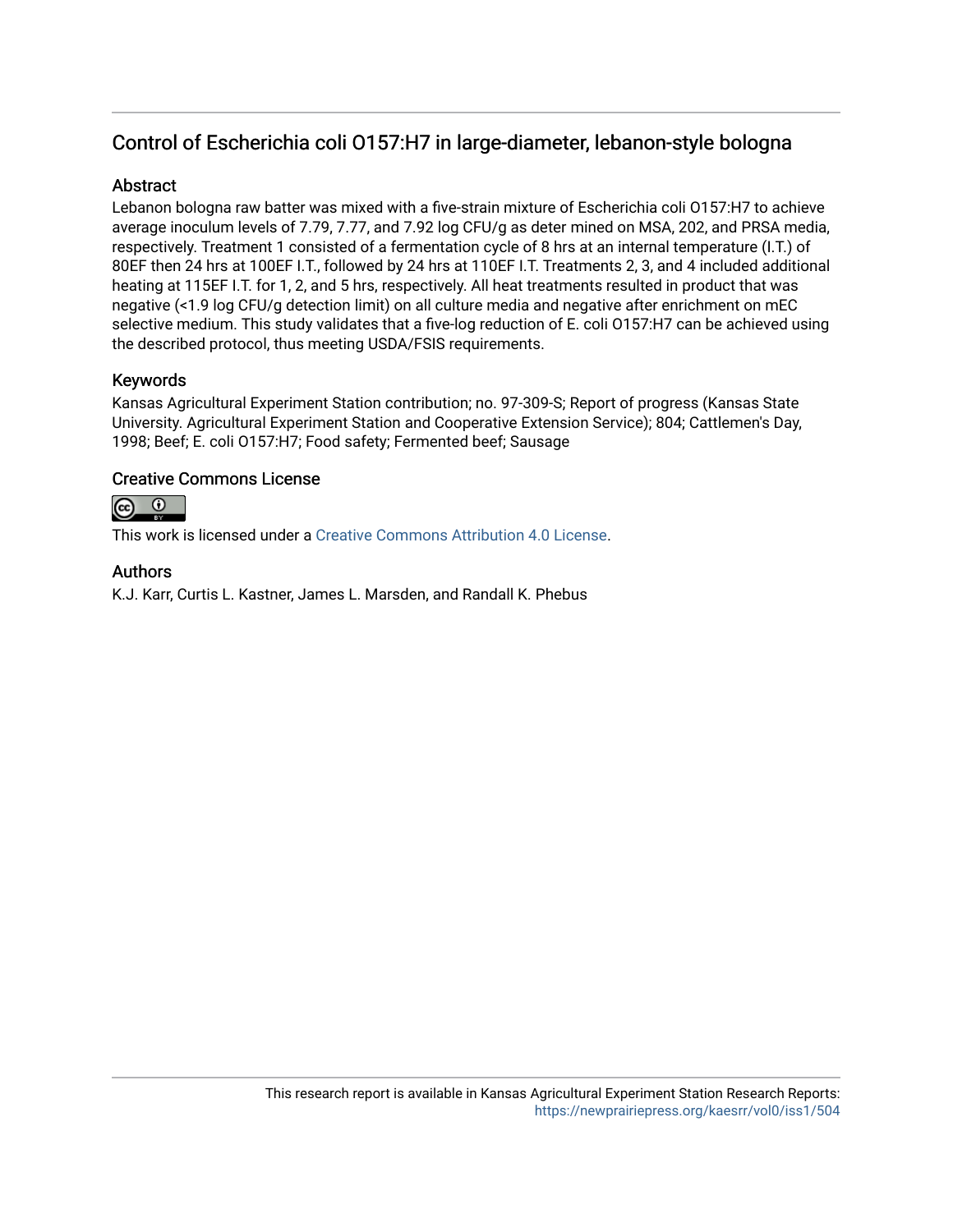## Control of Escherichia coli O157:H7 in large-diameter, lebanon-style bologna

### Abstract

Lebanon bologna raw batter was mixed with a five-strain mixture of Escherichia coli O157:H7 to achieve average inoculum levels of 7.79, 7.77, and 7.92 log CFU/g as deter mined on MSA, 202, and PRSA media, respectively. Treatment 1 consisted of a fermentation cycle of 8 hrs at an internal temperature (I.T.) of 80EF then 24 hrs at 100EF I.T., followed by 24 hrs at 110EF I.T. Treatments 2, 3, and 4 included additional heating at 115EF I.T. for 1, 2, and 5 hrs, respectively. All heat treatments resulted in product that was negative (<1.9 log CFU/g detection limit) on all culture media and negative after enrichment on mEC selective medium. This study validates that a five-log reduction of E. coli O157:H7 can be achieved using the described protocol, thus meeting USDA/FSIS requirements.

### Keywords

Kansas Agricultural Experiment Station contribution; no. 97-309-S; Report of progress (Kansas State University. Agricultural Experiment Station and Cooperative Extension Service); 804; Cattlemen's Day, 1998; Beef; E. coli O157:H7; Food safety; Fermented beef; Sausage

### Creative Commons License

This work is licensed under a Creative Commons Attribution 4.0 License.

### Authors

K.J. Karr, Curtis L. Kastner, James L. Marsden, and Randall K. Phebus

This research report is available in Kansas Agricultural Experiment Station Research Reports: https://newprairiepress.org/kaesrr/vol0/iss1/504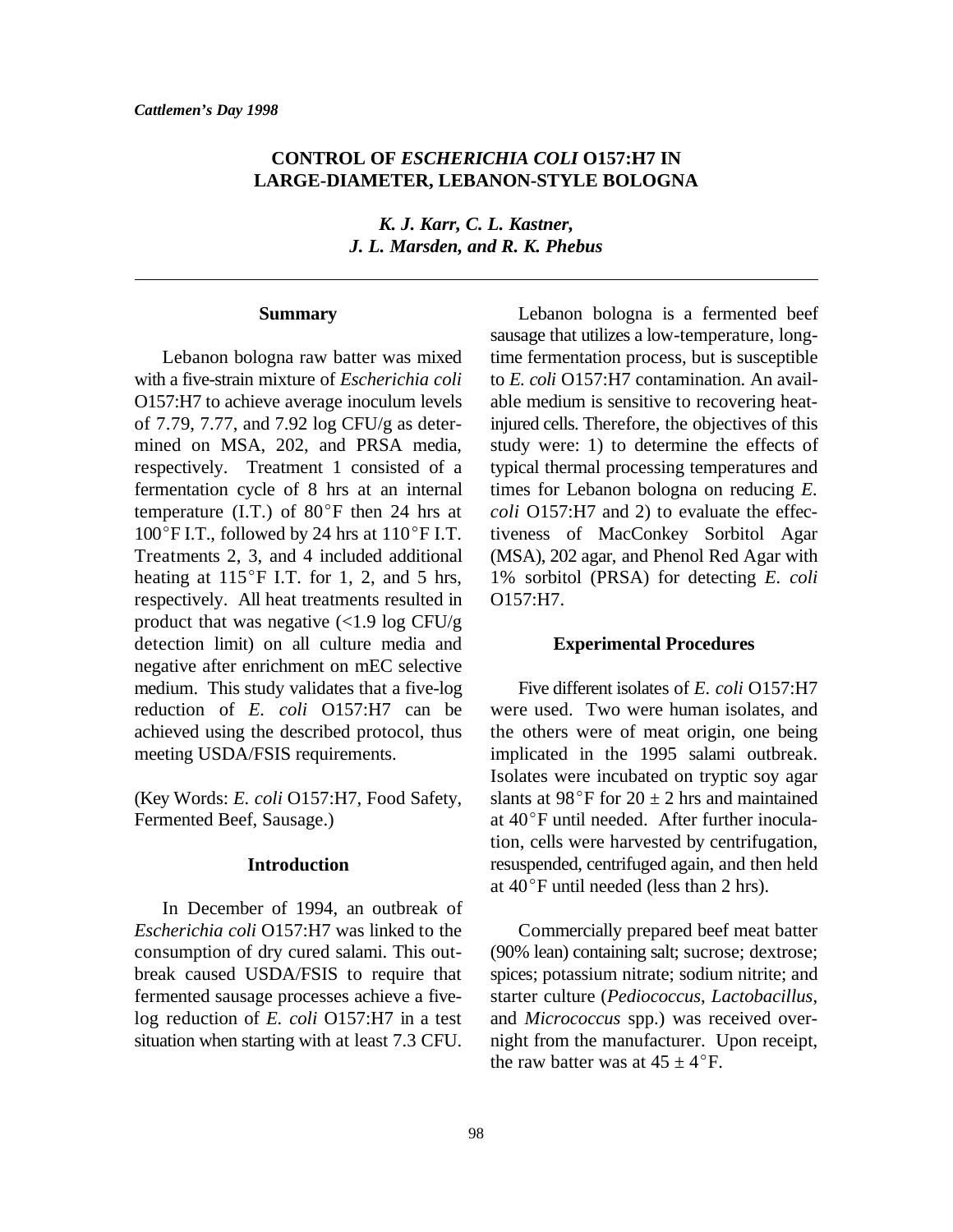# CONTROL OF *ESCHERICHIA COLI* O157:H7 IN LARGE-DIAMETER, LEBANON-STYLE BOLOGNA

*K. J. Karr, C. L. Kastner, J. L. Marsden, and R. K. Phebus*

## Summary

Lebanon bologna raw batter was mixed with a five-strain mixture of *Escherichia coli* O157:H7 to achieve average inoculum levels of 7.79, 7.77, and 7.92 log CFU/g as determined on MSA, 202, and PRSA media, respectively. Treatment 1 consisted of a fermentation cycle of 8 hrs at an internal temperature (I.T.) of 80°F then 24 hrs at 100°F I.T., followed by 24 hrs at 110°F I.T. Treatments 2, 3, and 4 included additional heating at 115°F I.T. for 1, 2, and 5 hrs, respectively. All heat treatments resulted in product that was negative (<1.9 log CFU/g detection limit) on all culture media and negative after enrichment on mEC selective medium. This study validates that a five-log reduction of *E. coli* O157:H7 can be achieved using the described protocol, thus meeting USDA/FSIS requirements.

(Key Words: *E. coli* O157:H7, Food Safety, Fermented Beef, Sausage.)

## Introduction

In December of 1994, an outbreak of *Escherichia coli* O157:H7 was linked to the consumption of dry cured salami. This outbreak caused USDA/FSIS to require that fermented sausage processes achieve a five-log reduction of *E. coli* O157:H7 in a test situation when starting with at least 7.3 CFU.

Lebanon bologna is a fermented beef sausage that utilizes a low-temperature, long-time fermentation process, but is susceptible to *E. coli* O157:H7 contamination. An available medium is sensitive to recovering heat-injured cells. Therefore, the objectives of this study were: 1) to determine the effects of typical thermal processing temperatures and times for Lebanon bologna on reducing *E. coli* O157:H7 and 2) to evaluate the effectiveness of MacConkey Sorbitol Agar (MSA), 202 agar, and Phenol Red Agar with 1% sorbitol (PRSA) for detecting *E. coli* O157:H7.

## Experimental Procedures

Five different isolates of *E. coli* O157:H7 were used. Two were human isolates, and the others were of meat origin, one being implicated in the 1995 salami outbreak. Isolates were incubated on tryptic soy agar slants at 98°F for 20 ± 2 hrs and maintained at 40°F until needed. After further inoculation, cells were harvested by centrifugation, resuspended, centrifuged again, and then held at 40°F until needed (less than 2 hrs).

Commercially prepared beef meat batter (90% lean) containing salt; sucrose; dextrose; spices; potassium nitrate; sodium nitrite; and starter culture (*Pediococcus*, *Lactobacillus*, and *Micrococcus* spp.) was received overnight from the manufacturer. Upon receipt, the raw batter was at 45 ± 4°F.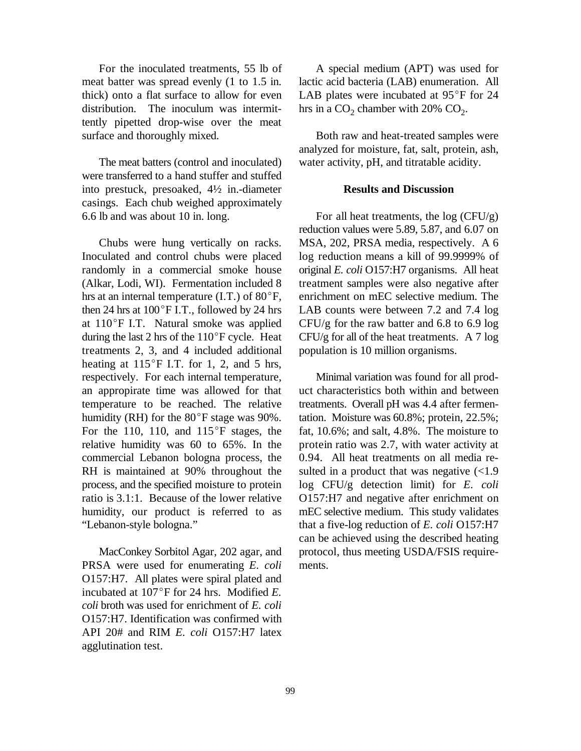For the inoculated treatments, 55 lb of meat batter was spread evenly (1 to 1.5 in. thick) onto a flat surface to allow for even distribution. The inoculum was intermittently pipetted drop-wise over the meat surface and thoroughly mixed.

The meat batters (control and inoculated) were transferred to a hand stuffer and stuffed into prestuck, presoaked, 4½ in.-diameter casings. Each chub weighed approximately 6.6 lb and was about 10 in. long.

Chubs were hung vertically on racks. Inoculated and control chubs were placed randomly in a commercial smoke house (Alkar, Lodi, WI). Fermentation included 8 hrs at an internal temperature (I.T.) of 80°F, then 24 hrs at 100°F I.T., followed by 24 hrs at 110°F I.T. Natural smoke was applied during the last 2 hrs of the 110°F cycle. Heat treatments 2, 3, and 4 included additional heating at 115°F I.T. for 1, 2, and 5 hrs, respectively. For each internal temperature, an appropirate time was allowed for that temperature to be reached. The relative humidity (RH) for the 80°F stage was 90%. For the 110, 110, and 115°F stages, the relative humidity was 60 to 65%. In the commercial Lebanon bologna process, the RH is maintained at 90% throughout the process, and the specified moisture to protein ratio is 3.1:1. Because of the lower relative humidity, our product is referred to as "Lebanon-style bologna."

MacConkey Sorbitol Agar, 202 agar, and PRSA were used for enumerating *E. coli* O157:H7. All plates were spiral plated and incubated at 107°F for 24 hrs. Modified *E. coli* broth was used for enrichment of *E. coli* O157:H7. Identification was confirmed with API 20# and RIM *E. coli* O157:H7 latex agglutination test.

A special medium (APT) was used for lactic acid bacteria (LAB) enumeration. All LAB plates were incubated at 95°F for 24 hrs in a $CO_2$ chamber with 20% $CO_2$.

Both raw and heat-treated samples were analyzed for moisture, fat, salt, protein, ash, water activity, pH, and titratable acidity.

## Results and Discussion

For all heat treatments, the log (CFU/g) reduction values were 5.89, 5.87, and 6.07 on MSA, 202, PRSA media, respectively. A 6 log reduction means a kill of 99.9999% of original *E. coli* O157:H7 organisms. All heat treatment samples were also negative after enrichment on mEC selective medium. The LAB counts were between 7.2 and 7.4 log CFU/g for the raw batter and 6.8 to 6.9 log CFU/g for all of the heat treatments. A 7 log population is 10 million organisms.

Minimal variation was found for all product characteristics both within and between treatments. Overall pH was 4.4 after fermentation. Moisture was 60.8%; protein, 22.5%; fat, 10.6%; and salt, 4.8%. The moisture to protein ratio was 2.7, with water activity at 0.94. All heat treatments on all media resulted in a product that was negative (<1.9 log CFU/g detection limit) for *E. coli* O157:H7 and negative after enrichment on mEC selective medium. This study validates that a five-log reduction of *E. coli* O157:H7 can be achieved using the described heating protocol, thus meeting USDA/FSIS requirements.